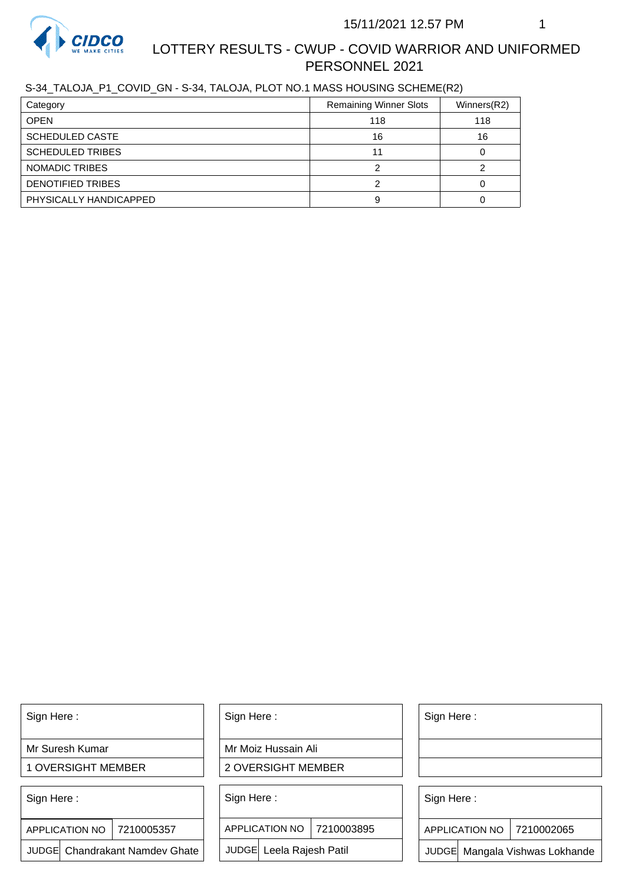15/11/2021 12.57 PM

# LOTTERY RESULTS - CWUP - COVID WARRIOR AND UNIFORMED PERSONNEL 2021

S-34_TALOJA_P1_COVID_GN - S-34, TALOJA, PLOT NO.1 MASS HOUSING SCHEME(R2)

| Category | Remaining Winner Slots | Winners(R2) |
|---|---|---|
| OPEN | 118 | 118 |
| SCHEDULED CASTE | 16 | 16 |
| SCHEDULED TRIBES | 11 | 0 |
| NOMADIC TRIBES | 2 | 2 |
| DENOTIFIED TRIBES | 2 | 0 |
| PHYSICALLY HANDICAPPED | 9 | 0 |

| Sign Here : | Sign Here : | Sign Here : |
|---|---|---|
| Mr Suresh Kumar | Mr Moiz Hussain Ali | |
| 1 OVERSIGHT MEMBER | 2 OVERSIGHT MEMBER | |

| Sign Here : | Sign Here : | Sign Here : |
|---|---|---|
| APPLICATION NO 7210005357 | APPLICATION NO 7210003895 | APPLICATION NO 7210002065 |
| JUDGE Chandrakant Namdev Ghate | JUDGE Leela Rajesh Patil | JUDGE Mangala Vishwas Lokhande |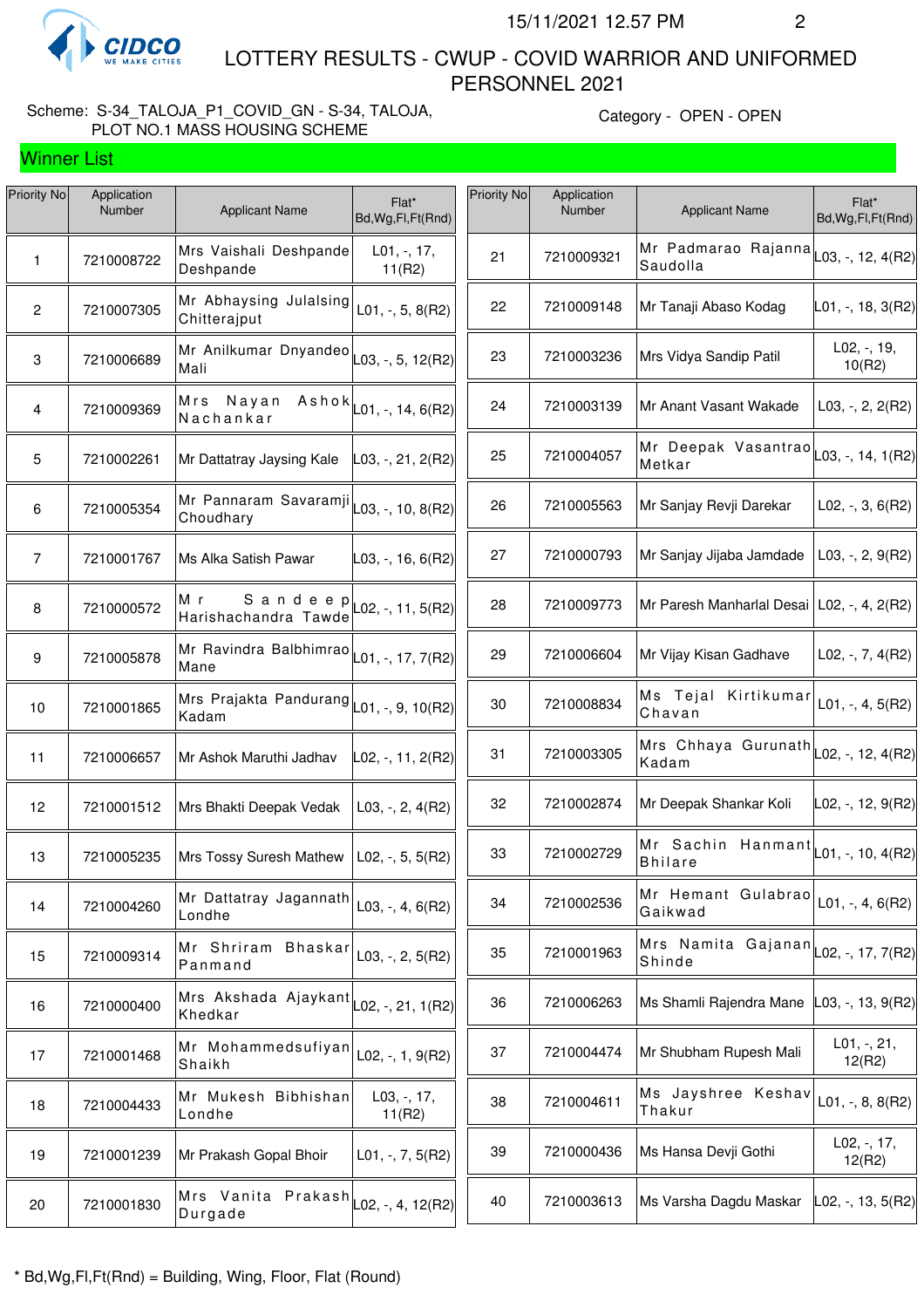15/11/2021 12.57 PM

# LOTTERY RESULTS - CWUP - COVID WARRIOR AND UNIFORMED PERSONNEL 2021

Scheme: S-34_TALOJA_P1_COVID_GN - S-34, TALOJA, PLOT NO.1 MASS HOUSING SCHEME

Category - OPEN - OPEN

## Winner List

| Priority No | Application Number | Applicant Name | Flat* Bd,Wg,Fl,Ft(Rnd) |
|---|---|---|---|
| 1 | 7210008722 | Mrs Vaishali Deshpande Deshpande | L01, -, 17, 11(R2) |
| 2 | 7210007305 | Mr Abhaysing Julalsing Chitterajput | L01, -, 5, 8(R2) |
| 3 | 7210006689 | Mr Anilkumar Dnyandeo Mali | L03, -, 5, 12(R2) |
| 4 | 7210009369 | Mrs Nayan Ashok Nachankar | L01, -, 14, 6(R2) |
| 5 | 7210002261 | Mr Dattatray Jaysing Kale | L03, -, 21, 2(R2) |
| 6 | 7210005354 | Mr Pannaram Savaramji Choudhary | L03, -, 10, 8(R2) |
| 7 | 7210001767 | Ms Alka Satish Pawar | L03, -, 16, 6(R2) |
| 8 | 7210000572 | Mr Sandeep Harishachandra Tawde | L02, -, 11, 5(R2) |
| 9 | 7210005878 | Mr Ravindra Balbhimrao Mane | L01, -, 17, 7(R2) |
| 10 | 7210001865 | Mrs Prajakta Pandurang Kadam | L01, -, 9, 10(R2) |
| 11 | 7210006657 | Mr Ashok Maruthi Jadhav | L02, -, 11, 2(R2) |
| 12 | 7210001512 | Mrs Bhakti Deepak Vedak | L03, -, 2, 4(R2) |
| 13 | 7210005235 | Mrs Tossy Suresh Mathew | L02, -, 5, 5(R2) |
| 14 | 7210004260 | Mr Dattatray Jagannath Londhe | L03, -, 4, 6(R2) |
| 15 | 7210009314 | Mr Shriram Bhaskar Panmand | L03, -, 2, 5(R2) |
| 16 | 7210000400 | Mrs Akshada Ajaykant Khedkar | L02, -, 21, 1(R2) |
| 17 | 7210001468 | Mr Mohammedsufiyan Shaikh | L02, -, 1, 9(R2) |
| 18 | 7210004433 | Mr Mukesh Bibhishan Londhe | L03, -, 17, 11(R2) |
| 19 | 7210001239 | Mr Prakash Gopal Bhoir | L01, -, 7, 5(R2) |
| 20 | 7210001830 | Mrs Vanita Prakash Durgade | L02, -, 4, 12(R2) |
| 21 | 7210009321 | Mr Padmarao Rajanna Saudolla | L03, -, 12, 4(R2) |
| 22 | 7210009148 | Mr Tanaji Abaso Kodag | L01, -, 18, 3(R2) |
| 23 | 7210003236 | Mrs Vidya Sandip Patil | L02, -, 19, 10(R2) |
| 24 | 7210003139 | Mr Anant Vasant Wakade | L03, -, 2, 2(R2) |
| 25 | 7210004057 | Mr Deepak Vasantrao Metkar | L03, -, 14, 1(R2) |
| 26 | 7210005563 | Mr Sanjay Revji Darekar | L02, -, 3, 6(R2) |
| 27 | 7210000793 | Mr Sanjay Jijaba Jamdade | L03, -, 2, 9(R2) |
| 28 | 7210009773 | Mr Paresh Manharlal Desai | L02, -, 4, 2(R2) |
| 29 | 7210006604 | Mr Vijay Kisan Gadhave | L02, -, 7, 4(R2) |
| 30 | 7210008834 | Ms Tejal Kirtikumar Chavan | L01, -, 4, 5(R2) |
| 31 | 7210003305 | Mrs Chhaya Gurunath Kadam | L02, -, 12, 4(R2) |
| 32 | 7210002874 | Mr Deepak Shankar Koli | L02, -, 12, 9(R2) |
| 33 | 7210002729 | Mr Sachin Hanmant Bhilare | L01, -, 10, 4(R2) |
| 34 | 7210002536 | Mr Hemant Gulabrao Gaikwad | L01, -, 4, 6(R2) |
| 35 | 7210001963 | Mrs Namita Gajanan Shinde | L02, -, 17, 7(R2) |
| 36 | 7210006263 | Ms Shamli Rajendra Mane | L03, -, 13, 9(R2) |
| 37 | 7210004474 | Mr Shubham Rupesh Mali | L01, -, 21, 12(R2) |
| 38 | 7210004611 | Ms Jayshree Keshav Thakur | L01, -, 8, 8(R2) |
| 39 | 7210000436 | Ms Hansa Devji Gothi | L02, -, 17, 12(R2) |
| 40 | 7210003613 | Ms Varsha Dagdu Maskar | L02, -, 13, 5(R2) |

* Bd,Wg,Fl,Ft(Rnd) = Building, Wing, Floor, Flat (Round)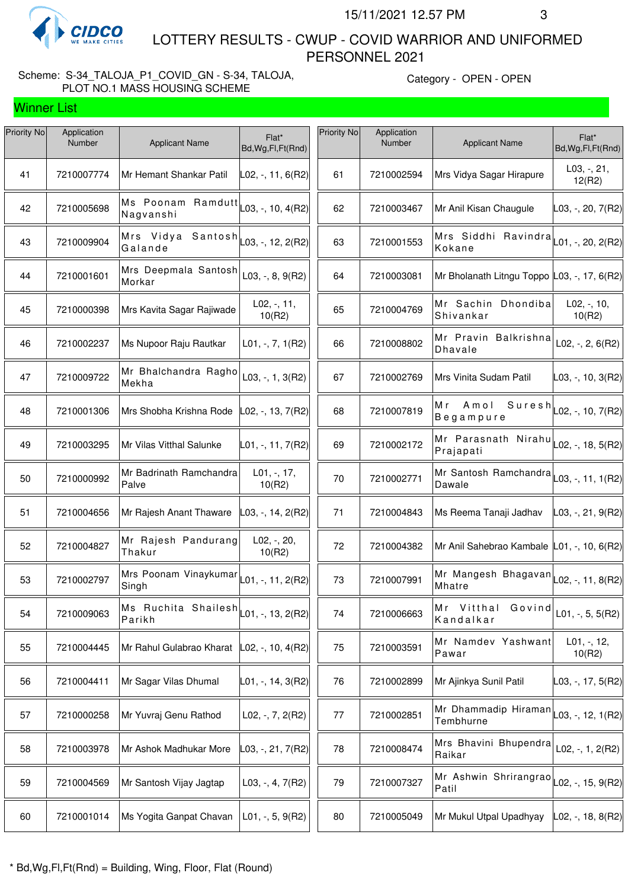# LOTTERY RESULTS - CWUP - COVID WARRIOR AND UNIFORMED PERSONNEL 2021

15/11/2021 12.57 PM

Scheme: S-34_TALOJA_P1_COVID_GN - S-34, TALOJA, PLOT NO.1 MASS HOUSING SCHEME

Category - OPEN - OPEN

## Winner List

| Priority No | Application Number | Applicant Name | Flat* Bd,Wg,Fl,Ft(Rnd) |
|---|---|---|---|
| 41 | 7210007774 | Mr Hemant Shankar Patil | L02, -, 11, 6(R2) |
| 42 | 7210005698 | Ms Poonam Ramdutt Nagvanshi | L03, -, 10, 4(R2) |
| 43 | 7210009904 | Mrs Vidya Santosh Galande | L03, -, 12, 2(R2) |
| 44 | 7210001601 | Mrs Deepmala Santosh Morkar | L03, -, 8, 9(R2) |
| 45 | 7210000398 | Mrs Kavita Sagar Rajiwade | L02, -, 11, 10(R2) |
| 46 | 7210002237 | Ms Nupoor Raju Rautkar | L01, -, 7, 1(R2) |
| 47 | 7210009722 | Mr Bhalchandra Ragho Mekha | L03, -, 1, 3(R2) |
| 48 | 7210001306 | Mrs Shobha Krishna Rode | L02, -, 13, 7(R2) |
| 49 | 7210003295 | Mr Vilas Vitthal Salunke | L01, -, 11, 7(R2) |
| 50 | 7210000992 | Mr Badrinath Ramchandra Palve | L01, -, 17, 10(R2) |
| 51 | 7210004656 | Mr Rajesh Anant Thaware | L03, -, 14, 2(R2) |
| 52 | 7210004827 | Mr Rajesh Pandurang Thakur | L02, -, 20, 10(R2) |
| 53 | 7210002797 | Mrs Poonam Vinaykumar Singh | L01, -, 11, 2(R2) |
| 54 | 7210009063 | Ms Ruchita Shailesh Parikh | L01, -, 13, 2(R2) |
| 55 | 7210004445 | Mr Rahul Gulabrao Kharat | L02, -, 10, 4(R2) |
| 56 | 7210004411 | Mr Sagar Vilas Dhumal | L01, -, 14, 3(R2) |
| 57 | 7210000258 | Mr Yuvraj Genu Rathod | L02, -, 7, 2(R2) |
| 58 | 7210003978 | Mr Ashok Madhukar More | L03, -, 21, 7(R2) |
| 59 | 7210004569 | Mr Santosh Vijay Jagtap | L03, -, 4, 7(R2) |
| 60 | 7210001014 | Ms Yogita Ganpat Chavan | L01, -, 5, 9(R2) |
| 61 | 7210002594 | Mrs Vidya Sagar Hirapure | L03, -, 21, 12(R2) |
| 62 | 7210003467 | Mr Anil Kisan Chaugule | L03, -, 20, 7(R2) |
| 63 | 7210001553 | Mrs Siddhi Ravindra Kokane | L01, -, 20, 2(R2) |
| 64 | 7210003081 | Mr Bholanath Litngu Toppo | L03, -, 17, 6(R2) |
| 65 | 7210004769 | Mr Sachin Dhondiba Shivankar | L02, -, 10, 10(R2) |
| 66 | 7210008802 | Mr Pravin Balkrishna Dhavale | L02, -, 2, 6(R2) |
| 67 | 7210002769 | Mrs Vinita Sudam Patil | L03, -, 10, 3(R2) |
| 68 | 7210007819 | Mr Amol Suresh Begampure | L02, -, 10, 7(R2) |
| 69 | 7210002172 | Mr Parasnath Nirahu Prajapati | L02, -, 18, 5(R2) |
| 70 | 7210002771 | Mr Santosh Ramchandra Dawale | L03, -, 11, 1(R2) |
| 71 | 7210004843 | Ms Reema Tanaji Jadhav | L03, -, 21, 9(R2) |
| 72 | 7210004382 | Mr Anil Sahebrao Kambale | L01, -, 10, 6(R2) |
| 73 | 7210007991 | Mr Mangesh Bhagavan Mhatre | L02, -, 11, 8(R2) |
| 74 | 7210006663 | Mr Vitthal Govind Kandalkar | L01, -, 5, 5(R2) |
| 75 | 7210003591 | Mr Namdev Yashwant Pawar | L01, -, 12, 10(R2) |
| 76 | 7210002899 | Mr Ajinkya Sunil Patil | L03, -, 17, 5(R2) |
| 77 | 7210002851 | Mr Dhammadip Hiraman Tembhurne | L03, -, 12, 1(R2) |
| 78 | 7210008474 | Mrs Bhavini Bhupendra Raikar | L02, -, 1, 2(R2) |
| 79 | 7210007327 | Mr Ashwin Shrirangrao Patil | L02, -, 15, 9(R2) |
| 80 | 7210005049 | Mr Mukul Utpal Upadhyay | L02, -, 18, 8(R2) |

* Bd,Wg,Fl,Ft(Rnd) = Building, Wing, Floor, Flat (Round)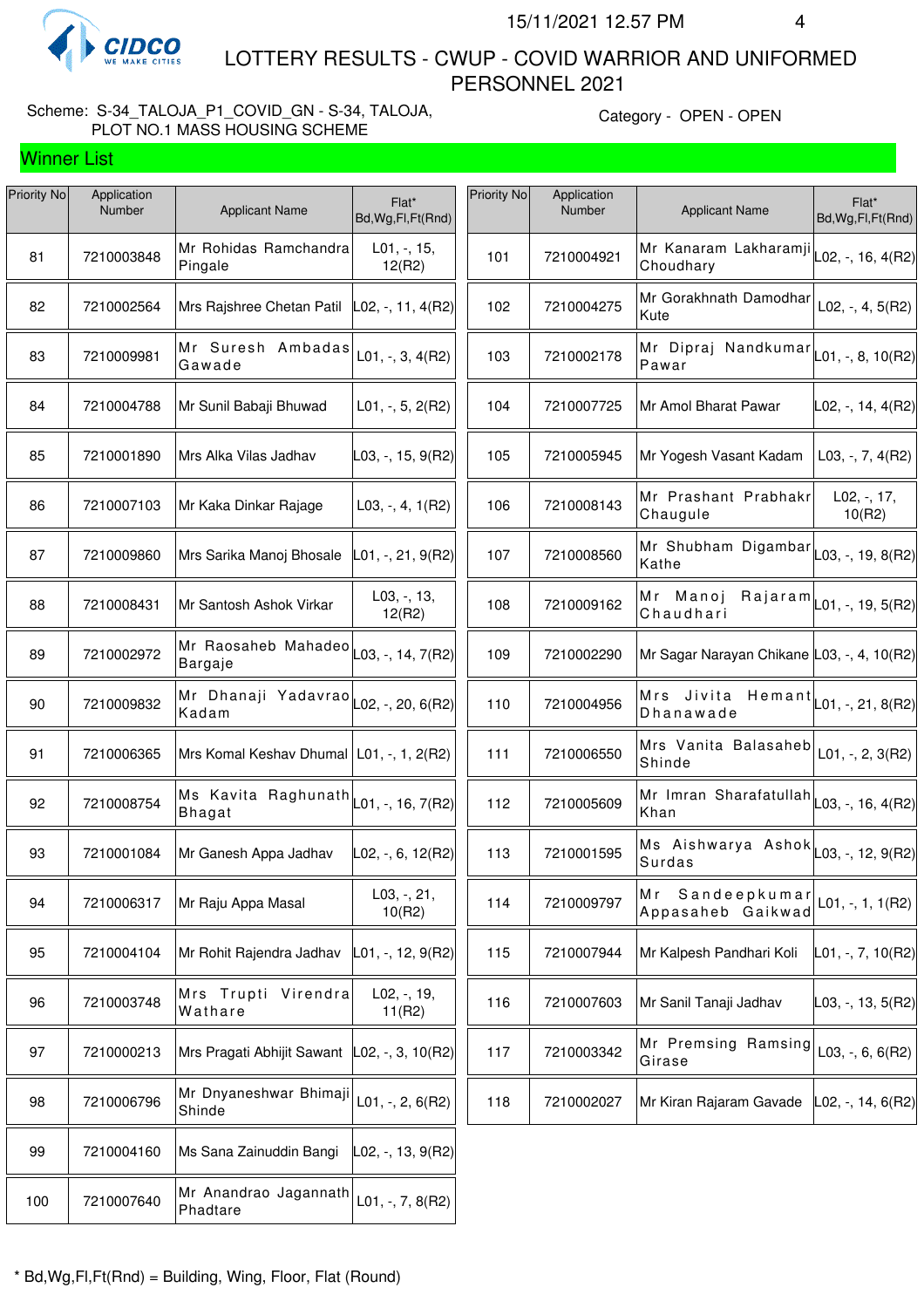CIDCO WE MAKE CITIES

# LOTTERY RESULTS - CWUP - COVID WARRIOR AND UNIFORMED PERSONNEL 2021

15/11/2021 12.57 PM

Scheme: S-34_TALOJA_P1_COVID_GN - S-34, TALOJA, PLOT NO.1 MASS HOUSING SCHEME

Category - OPEN - OPEN

## Winner List

| Priority No | Application Number | Applicant Name | Flat* Bd,Wg,Fl,Ft(Rnd) |
|---|---|---|---|
| 81 | 7210003848 | Mr Rohidas Ramchandra Pingale | L01, -, 15, 12(R2) |
| 82 | 7210002564 | Mrs Rajshree Chetan Patil | L02, -, 11, 4(R2) |
| 83 | 7210009981 | Mr Suresh Ambadas Gawade | L01, -, 3, 4(R2) |
| 84 | 7210004788 | Mr Sunil Babaji Bhuwad | L01, -, 5, 2(R2) |
| 85 | 7210001890 | Mrs Alka Vilas Jadhav | L03, -, 15, 9(R2) |
| 86 | 7210007103 | Mr Kaka Dinkar Rajage | L03, -, 4, 1(R2) |
| 87 | 7210009860 | Mrs Sarika Manoj Bhosale | L01, -, 21, 9(R2) |
| 88 | 7210008431 | Mr Santosh Ashok Virkar | L03, -, 13, 12(R2) |
| 89 | 7210002972 | Mr Raosaheb Mahadeo Bargaje | L03, -, 14, 7(R2) |
| 90 | 7210009832 | Mr Dhanaji Yadavrao Kadam | L02, -, 20, 6(R2) |
| 91 | 7210006365 | Mrs Komal Keshav Dhumal | L01, -, 1, 2(R2) |
| 92 | 7210008754 | Ms Kavita Raghunath Bhagat | L01, -, 16, 7(R2) |
| 93 | 7210001084 | Mr Ganesh Appa Jadhav | L02, -, 6, 12(R2) |
| 94 | 7210006317 | Mr Raju Appa Masal | L03, -, 21, 10(R2) |
| 95 | 7210004104 | Mr Rohit Rajendra Jadhav | L01, -, 12, 9(R2) |
| 96 | 7210003748 | Mrs Trupti Virendra Wathare | L02, -, 19, 11(R2) |
| 97 | 7210000213 | Mrs Pragati Abhijit Sawant | L02, -, 3, 10(R2) |
| 98 | 7210006796 | Mr Dnyaneshwar Bhimaji Shinde | L01, -, 2, 6(R2) |
| 99 | 7210004160 | Ms Sana Zainuddin Bangi | L02, -, 13, 9(R2) |
| 100 | 7210007640 | Mr Anandrao Jagannath Phadtare | L01, -, 7, 8(R2) |
| 101 | 7210004921 | Mr Kanaram Lakharamji Choudhary | L02, -, 16, 4(R2) |
| 102 | 7210004275 | Mr Gorakhnath Damodhar Kute | L02, -, 4, 5(R2) |
| 103 | 7210002178 | Mr Dipraj Nandkumar Pawar | L01, -, 8, 10(R2) |
| 104 | 7210007725 | Mr Amol Bharat Pawar | L02, -, 14, 4(R2) |
| 105 | 7210005945 | Mr Yogesh Vasant Kadam | L03, -, 7, 4(R2) |
| 106 | 7210008143 | Mr Prashant Prabhakr Chaugule | L02, -, 17, 10(R2) |
| 107 | 7210008560 | Mr Shubham Digambar Kathe | L03, -, 19, 8(R2) |
| 108 | 7210009162 | Mr Manoj Rajaram Chaudhari | L01, -, 19, 5(R2) |
| 109 | 7210002290 | Mr Sagar Narayan Chikane | L03, -, 4, 10(R2) |
| 110 | 7210004956 | Mrs Jivita Hemant Dhanawade | L01, -, 21, 8(R2) |
| 111 | 7210006550 | Mrs Vanita Balasaheb Shinde | L01, -, 2, 3(R2) |
| 112 | 7210005609 | Mr Imran Sharafatullah Khan | L03, -, 16, 4(R2) |
| 113 | 7210001595 | Ms Aishwarya Ashok Surdas | L03, -, 12, 9(R2) |
| 114 | 7210009797 | Mr Sandeepkumar Appasaheb Gaikwad | L01, -, 1, 1(R2) |
| 115 | 7210007944 | Mr Kalpesh Pandhari Koli | L01, -, 7, 10(R2) |
| 116 | 7210007603 | Mr Sanil Tanaji Jadhav | L03, -, 13, 5(R2) |
| 117 | 7210003342 | Mr Premsing Ramsing Girase | L03, -, 6, 6(R2) |
| 118 | 7210002027 | Mr Kiran Rajaram Gavade | L02, -, 14, 6(R2) |

\* Bd,Wg,Fl,Ft(Rnd) = Building, Wing, Floor, Flat (Round)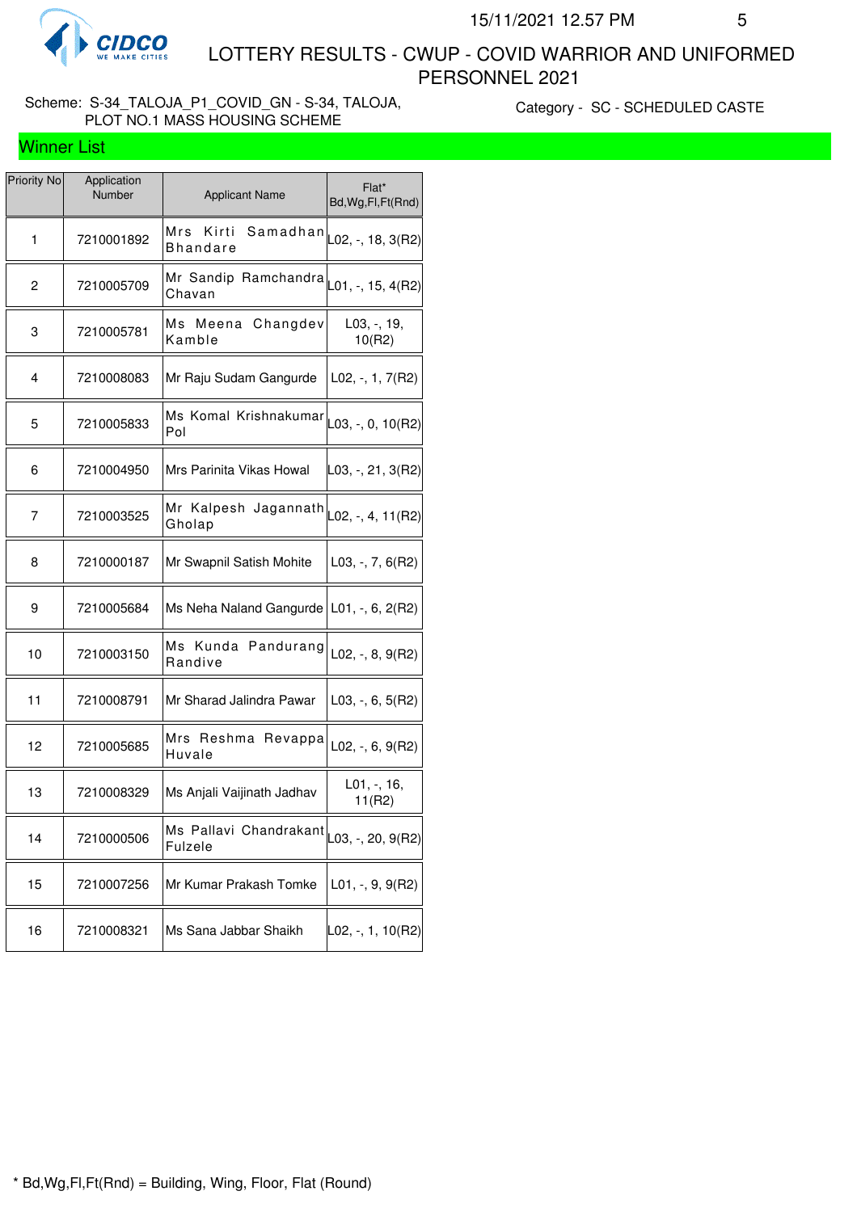# LOTTERY RESULTS - CWUP - COVID WARRIOR AND UNIFORMED PERSONNEL 2021

Scheme: S-34_TALOJA_P1_COVID_GN - S-34, TALOJA, PLOT NO.1 MASS HOUSING SCHEME

Category - SC - SCHEDULED CASTE

## Winner List

| Priority No | Application Number | Applicant Name | Flat* Bd,Wg,Fl,Ft(Rnd) |
|---|---|---|---|
| 1 | 7210001892 | Mrs Kirti Samadhan Bhandare | L02, -, 18, 3(R2) |
| 2 | 7210005709 | Mr Sandip Ramchandra Chavan | L01, -, 15, 4(R2) |
| 3 | 7210005781 | Ms Meena Changdev Kamble | L03, -, 19, 10(R2) |
| 4 | 7210008083 | Mr Raju Sudam Gangurde | L02, -, 1, 7(R2) |
| 5 | 7210005833 | Ms Komal Krishnakumar Pol | L03, -, 0, 10(R2) |
| 6 | 7210004950 | Mrs Parinita Vikas Howal | L03, -, 21, 3(R2) |
| 7 | 7210003525 | Mr Kalpesh Jagannath Gholap | L02, -, 4, 11(R2) |
| 8 | 7210000187 | Mr Swapnil Satish Mohite | L03, -, 7, 6(R2) |
| 9 | 7210005684 | Ms Neha Naland Gangurde | L01, -, 6, 2(R2) |
| 10 | 7210003150 | Ms Kunda Pandurang Randive | L02, -, 8, 9(R2) |
| 11 | 7210008791 | Mr Sharad Jalindra Pawar | L03, -, 6, 5(R2) |
| 12 | 7210005685 | Mrs Reshma Revappa Huvale | L02, -, 6, 9(R2) |
| 13 | 7210008329 | Ms Anjali Vaijinath Jadhav | L01, -, 16, 11(R2) |
| 14 | 7210000506 | Ms Pallavi Chandrakant Fulzele | L03, -, 20, 9(R2) |
| 15 | 7210007256 | Mr Kumar Prakash Tomke | L01, -, 9, 9(R2) |
| 16 | 7210008321 | Ms Sana Jabbar Shaikh | L02, -, 1, 10(R2) |

* Bd,Wg,Fl,Ft(Rnd) = Building, Wing, Floor, Flat (Round)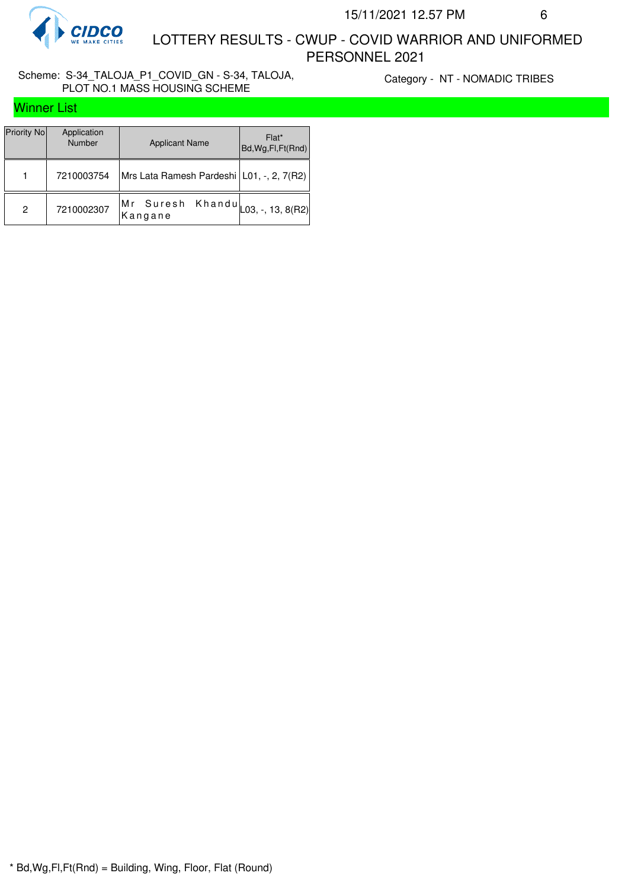# LOTTERY RESULTS - CWUP - COVID WARRIOR AND UNIFORMED PERSONNEL 2021

15/11/2021 12.57 PM

Scheme: S-34_TALOJA_P1_COVID_GN - S-34, TALOJA, PLOT NO.1 MASS HOUSING SCHEME

Category - NT - NOMADIC TRIBES

## Winner List

| Priority No | Application Number | Applicant Name | Flat* Bd,Wg,Fl,Ft(Rnd) |
|---|---|---|---|
| 1 | 7210003754 | Mrs Lata Ramesh Pardeshi | L01, -, 2, 7(R2) |
| 2 | 7210002307 | Mr Suresh Khandu Kangane | L03, -, 13, 8(R2) |

* Bd,Wg,Fl,Ft(Rnd) = Building, Wing, Floor, Flat (Round)